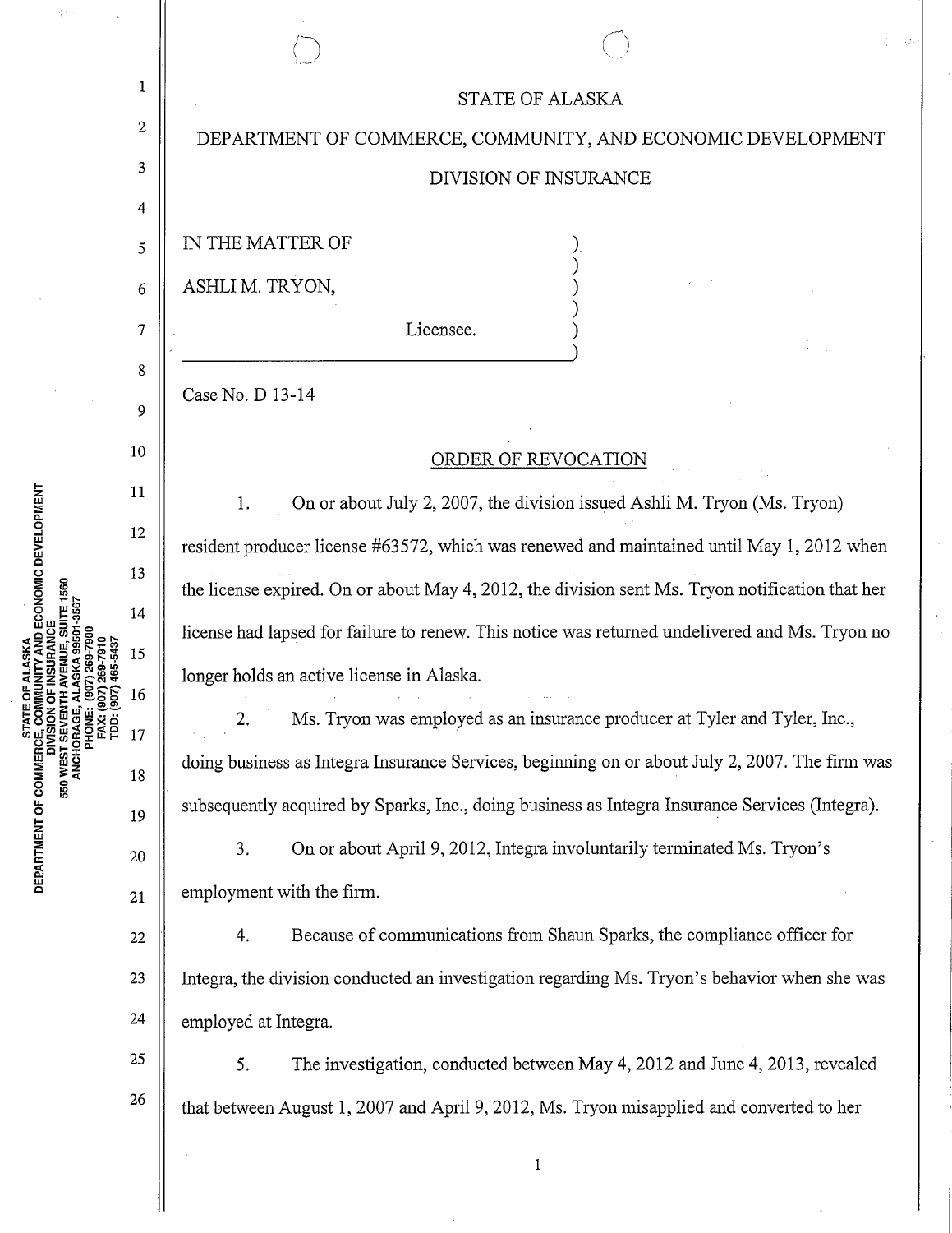STATE OF ALASKA

DEPARTMENT OF COMMERCE, COMMUNITY, AND ECONOMIC DEVELOPMENT

DIVISION OF INSURANCE

IN THE MATTER OF )
 )
ASHLI M. TRYON, )
 )
Licensee. )

Case No. D 13-14

ORDER OF REVOCATION

1. On or about July 2, 2007, the division issued Ashli M. Tryon (Ms. Tryon) resident producer license #63572, which was renewed and maintained until May 1, 2012 when the license expired. On or about May 4, 2012, the division sent Ms. Tryon notification that her license had lapsed for failure to renew. This notice was returned undelivered and Ms. Tryon no longer holds an active license in Alaska.

2. Ms. Tryon was employed as an insurance producer at Tyler and Tyler, Inc., doing business as Integra Insurance Services, beginning on or about July 2, 2007. The firm was subsequently acquired by Sparks, Inc., doing business as Integra Insurance Services (Integra).

3. On or about April 9, 2012, Integra involuntarily terminated Ms. Tryon's employment with the firm.

4. Because of communications from Shaun Sparks, the compliance officer for Integra, the division conducted an investigation regarding Ms. Tryon's behavior when she was employed at Integra.

5. The investigation, conducted between May 4, 2012 and June 4, 2013, revealed that between August 1, 2007 and April 9, 2012, Ms. Tryon misapplied and converted to her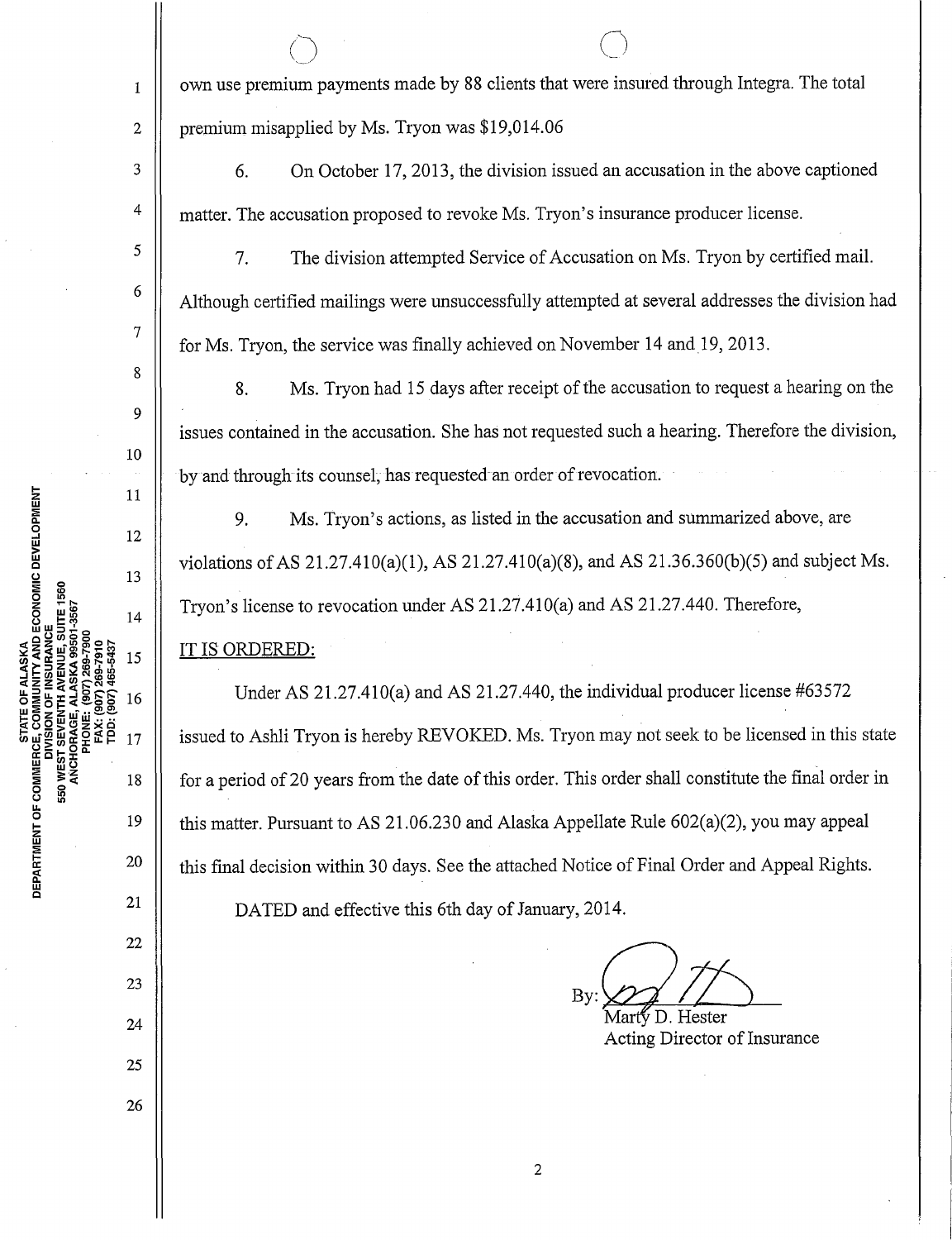own use premium payments made by 88 clients that were insured through Integra. The total premium misapplied by Ms. Tryon was $19,014.06

6. On October 17, 2013, the division issued an accusation in the above captioned matter. The accusation proposed to revoke Ms. Tryon's insurance producer license.

7. The division attempted Service of Accusation on Ms. Tryon by certified mail. Although certified mailings were unsuccessfully attempted at several addresses the division had for Ms. Tryon, the service was finally achieved on November 14 and 19, 2013.

8. Ms. Tryon had 15 days after receipt of the accusation to request a hearing on the issues contained in the accusation. She has not requested such a hearing. Therefore the division, by and through its counsel, has requested an order of revocation.

9. Ms. Tryon's actions, as listed in the accusation and summarized above, are violations of AS 21.27.410(a)(1), AS 21.27.410(a)(8), and AS 21.36.360(b)(5) and subject Ms. Tryon's license to revocation under AS 21.27.410(a) and AS 21.27.440. Therefore,

IT IS ORDERED:

Under AS 21.27.410(a) and AS 21.27.440, the individual producer license #63572 issued to Ashli Tryon is hereby REVOKED. Ms. Tryon may not seek to be licensed in this state for a period of 20 years from the date of this order. This order shall constitute the final order in this matter. Pursuant to AS 21.06.230 and Alaska Appellate Rule 602(a)(2), you may appeal this final decision within 30 days. See the attached Notice of Final Order and Appeal Rights.

DATED and effective this 6th day of January, 2014.

By: Marty D. Hester
Acting Director of Insurance

STATE OF ALASKA
DEPARTMENT OF COMMERCE, COMMUNITY AND ECONOMIC DEVELOPMENT
DIVISION OF INSURANCE
550 WEST SEVENTH AVENUE, SUITE 1560
ANCHORAGE, ALASKA 99501-3567
PHONE: (907) 269-7900
FAX: (907) 269-7910
TDD: (907) 465-5437